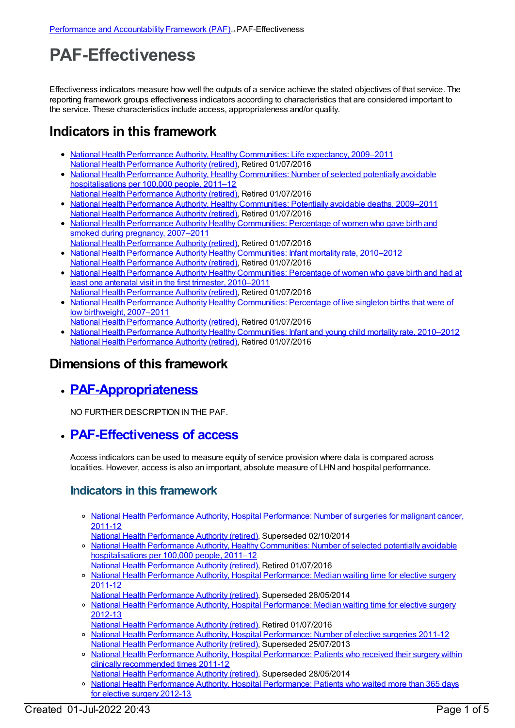Performance and Accountability Framework (PAF) → PAF-Effectiveness

# PAF-Effectiveness

Effectiveness indicators measure how well the outputs of a service achieve the stated objectives of that service. The reporting framework groups effectiveness indicators according to characteristics that are considered important to the service. These characteristics include access, appropriateness and/or quality.

## Indicators in this framework

- National Health Performance Authority, Healthy Communities: Life expectancy, 2009–2011
  National Health Performance Authority (retired), Retired 01/07/2016
- National Health Performance Authority, Healthy Communities: Number of selected potentially avoidable hospitalisations per 100,000 people, 2011–12
  National Health Performance Authority (retired), Retired 01/07/2016
- National Health Performance Authority, Healthy Communities: Potentially avoidable deaths, 2009–2011
  National Health Performance Authority (retired), Retired 01/07/2016
- National Health Performance Authority Healthy Communities: Percentage of women who gave birth and smoked during pregnancy, 2007–2011
  National Health Performance Authority (retired), Retired 01/07/2016
- National Health Performance Authority Healthy Communities: Infant mortality rate, 2010–2012
  National Health Performance Authority (retired), Retired 01/07/2016
- National Health Performance Authority Healthy Communities: Percentage of women who gave birth and had at least one antenatal visit in the first trimester, 2010–2011
  National Health Performance Authority (retired), Retired 01/07/2016
- National Health Performance Authority Healthy Communities: Percentage of live singleton births that were of low birthweight, 2007–2011
  National Health Performance Authority (retired), Retired 01/07/2016
- National Health Performance Authority Healthy Communities: Infant and young child mortality rate, 2010–2012
  National Health Performance Authority (retired), Retired 01/07/2016

## Dimensions of this framework

- ## PAF-Appropriateness

  NO FURTHER DESCRIPTION IN THE PAF.

- ## PAF-Effectiveness of access

  Access indicators can be used to measure equity of service provision where data is compared across localities. However, access is also an important, absolute measure of LHN and hospital performance.

  ### Indicators in this framework

  - National Health Performance Authority, Hospital Performance: Number of surgeries for malignant cancer, 2011-12
    National Health Performance Authority (retired), Superseded 02/10/2014
  - National Health Performance Authority, Healthy Communities: Number of selected potentially avoidable hospitalisations per 100,000 people, 2011–12
    National Health Performance Authority (retired), Retired 01/07/2016
  - National Health Performance Authority, Hospital Performance: Median waiting time for elective surgery 2011-12
    National Health Performance Authority (retired), Superseded 28/05/2014
  - National Health Performance Authority, Hospital Performance: Median waiting time for elective surgery 2012-13
    National Health Performance Authority (retired), Retired 01/07/2016
  - National Health Performance Authority, Hospital Performance: Number of elective surgeries 2011-12
    National Health Performance Authority (retired), Superseded 25/07/2013
  - National Health Performance Authority, Hospital Performance: Patients who received their surgery within clinically recommended times 2011-12
    National Health Performance Authority (retired), Superseded 28/05/2014
  - National Health Performance Authority, Hospital Performance: Patients who waited more than 365 days for elective surgery 2012-13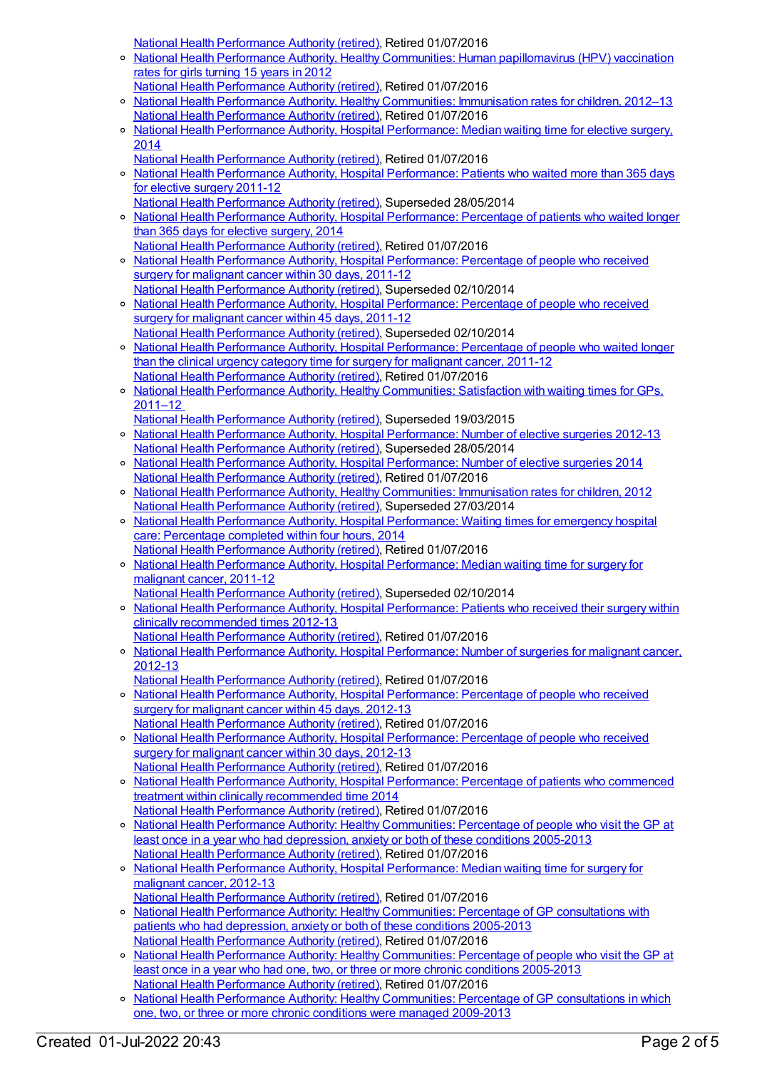National Health Performance Authority (retired), Retired 01/07/2016

- National Health Performance Authority, Healthy Communities: Human papillomavirus (HPV) vaccination rates for girls turning 15 years in 2012
  National Health Performance Authority (retired), Retired 01/07/2016
- National Health Performance Authority, Healthy Communities: Immunisation rates for children, 2012–13
  National Health Performance Authority (retired), Retired 01/07/2016
- National Health Performance Authority, Hospital Performance: Median waiting time for elective surgery, 2014
  National Health Performance Authority (retired), Retired 01/07/2016
- National Health Performance Authority, Hospital Performance: Patients who waited more than 365 days for elective surgery 2011-12
  National Health Performance Authority (retired), Superseded 28/05/2014
- National Health Performance Authority, Hospital Performance: Percentage of patients who waited longer than 365 days for elective surgery, 2014
  National Health Performance Authority (retired), Retired 01/07/2016
- National Health Performance Authority, Hospital Performance: Percentage of people who received surgery for malignant cancer within 30 days, 2011-12
  National Health Performance Authority (retired), Superseded 02/10/2014
- National Health Performance Authority, Hospital Performance: Percentage of people who received surgery for malignant cancer within 45 days, 2011-12
  National Health Performance Authority (retired), Superseded 02/10/2014
- National Health Performance Authority, Hospital Performance: Percentage of people who waited longer than the clinical urgency category time for surgery for malignant cancer, 2011-12
  National Health Performance Authority (retired), Retired 01/07/2016
- National Health Performance Authority, Healthy Communities: Satisfaction with waiting times for GPs, 2011–12
  National Health Performance Authority (retired), Superseded 19/03/2015
- National Health Performance Authority, Hospital Performance: Number of elective surgeries 2012-13
  National Health Performance Authority (retired), Superseded 28/05/2014
- National Health Performance Authority, Hospital Performance: Number of elective surgeries 2014
  National Health Performance Authority (retired), Retired 01/07/2016
- National Health Performance Authority, Healthy Communities: Immunisation rates for children, 2012
  National Health Performance Authority (retired), Superseded 27/03/2014
- National Health Performance Authority, Hospital Performance: Waiting times for emergency hospital care: Percentage completed within four hours, 2014
  National Health Performance Authority (retired), Retired 01/07/2016
- National Health Performance Authority, Hospital Performance: Median waiting time for surgery for malignant cancer, 2011-12
  National Health Performance Authority (retired), Superseded 02/10/2014
- National Health Performance Authority, Hospital Performance: Patients who received their surgery within clinically recommended times 2012-13
  National Health Performance Authority (retired), Retired 01/07/2016
- National Health Performance Authority, Hospital Performance: Number of surgeries for malignant cancer, 2012-13
  National Health Performance Authority (retired), Retired 01/07/2016
- National Health Performance Authority, Hospital Performance: Percentage of people who received surgery for malignant cancer within 45 days, 2012-13
  National Health Performance Authority (retired), Retired 01/07/2016
- National Health Performance Authority, Hospital Performance: Percentage of people who received surgery for malignant cancer within 30 days, 2012-13
  National Health Performance Authority (retired), Retired 01/07/2016
- National Health Performance Authority, Hospital Performance: Percentage of patients who commenced treatment within clinically recommended time 2014
  National Health Performance Authority (retired), Retired 01/07/2016
- National Health Performance Authority: Healthy Communities: Percentage of people who visit the GP at least once in a year who had depression, anxiety or both of these conditions 2005-2013
  National Health Performance Authority (retired), Retired 01/07/2016
- National Health Performance Authority, Hospital Performance: Median waiting time for surgery for malignant cancer, 2012-13
  National Health Performance Authority (retired), Retired 01/07/2016
- National Health Performance Authority: Healthy Communities: Percentage of GP consultations with patients who had depression, anxiety or both of these conditions 2005-2013
  National Health Performance Authority (retired), Retired 01/07/2016
- National Health Performance Authority: Healthy Communities: Percentage of people who visit the GP at least once in a year who had one, two, or three or more chronic conditions 2005-2013
  National Health Performance Authority (retired), Retired 01/07/2016
- National Health Performance Authority: Healthy Communities: Percentage of GP consultations in which one, two, or three or more chronic conditions were managed 2009-2013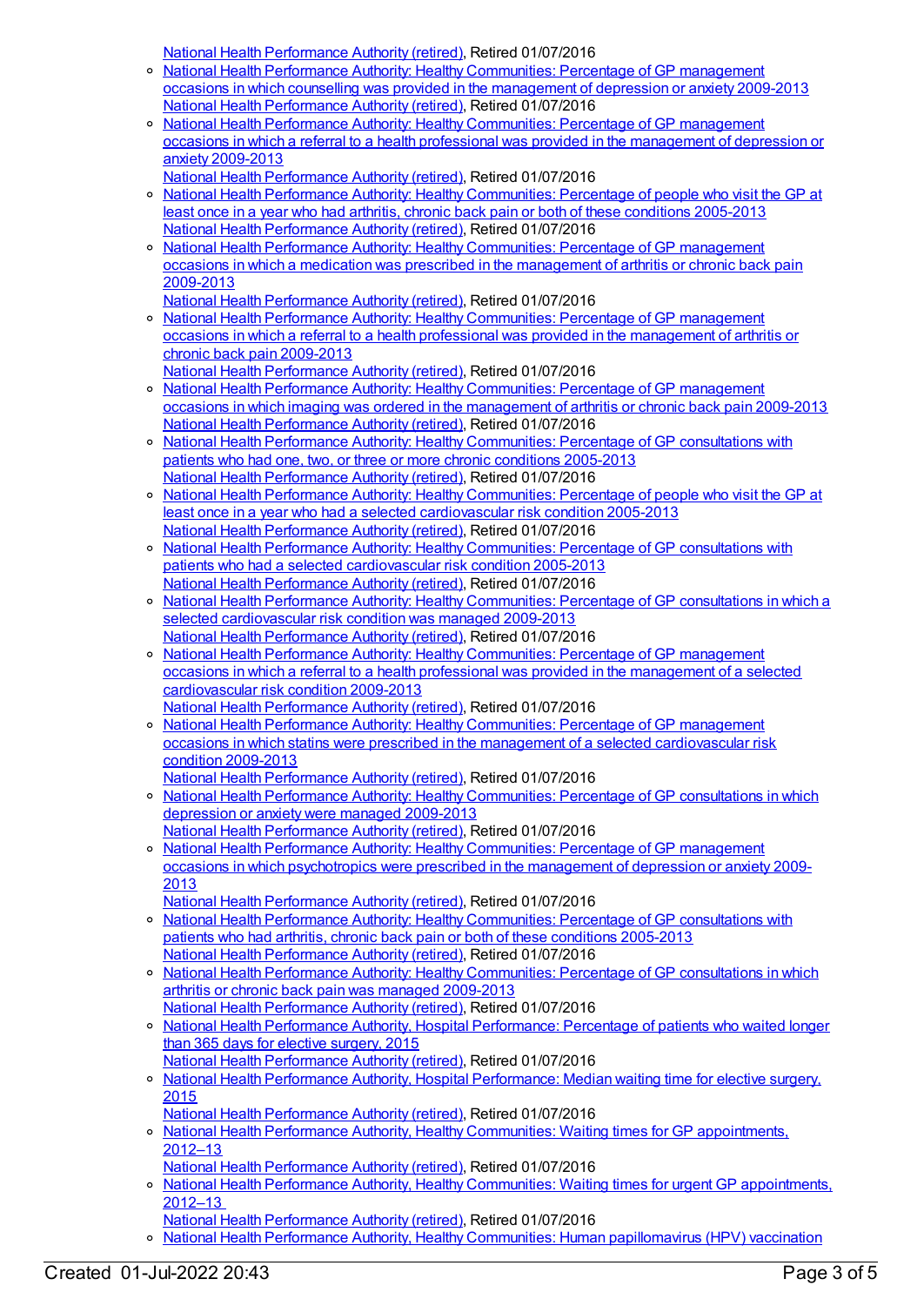National Health Performance Authority (retired), Retired 01/07/2016

- National Health Performance Authority: Healthy Communities: Percentage of GP management occasions in which counselling was provided in the management of depression or anxiety 2009-2013
  National Health Performance Authority (retired), Retired 01/07/2016
- National Health Performance Authority: Healthy Communities: Percentage of GP management occasions in which a referral to a health professional was provided in the management of depression or anxiety 2009-2013
  National Health Performance Authority (retired), Retired 01/07/2016
- National Health Performance Authority: Healthy Communities: Percentage of people who visit the GP at least once in a year who had arthritis, chronic back pain or both of these conditions 2005-2013
  National Health Performance Authority (retired), Retired 01/07/2016
- National Health Performance Authority: Healthy Communities: Percentage of GP management occasions in which a medication was prescribed in the management of arthritis or chronic back pain 2009-2013
  National Health Performance Authority (retired), Retired 01/07/2016
- National Health Performance Authority: Healthy Communities: Percentage of GP management occasions in which a referral to a health professional was provided in the management of arthritis or chronic back pain 2009-2013
  National Health Performance Authority (retired), Retired 01/07/2016
- National Health Performance Authority: Healthy Communities: Percentage of GP management occasions in which imaging was ordered in the management of arthritis or chronic back pain 2009-2013
  National Health Performance Authority (retired), Retired 01/07/2016
- National Health Performance Authority: Healthy Communities: Percentage of GP consultations with patients who had one, two, or three or more chronic conditions 2005-2013
  National Health Performance Authority (retired), Retired 01/07/2016
- National Health Performance Authority: Healthy Communities: Percentage of people who visit the GP at least once in a year who had a selected cardiovascular risk condition 2005-2013
  National Health Performance Authority (retired), Retired 01/07/2016
- National Health Performance Authority: Healthy Communities: Percentage of GP consultations with patients who had a selected cardiovascular risk condition 2005-2013
  National Health Performance Authority (retired), Retired 01/07/2016
- National Health Performance Authority: Healthy Communities: Percentage of GP consultations in which a selected cardiovascular risk condition was managed 2009-2013
  National Health Performance Authority (retired), Retired 01/07/2016
- National Health Performance Authority: Healthy Communities: Percentage of GP management occasions in which a referral to a health professional was provided in the management of a selected cardiovascular risk condition 2009-2013
  National Health Performance Authority (retired), Retired 01/07/2016
- National Health Performance Authority: Healthy Communities: Percentage of GP management occasions in which statins were prescribed in the management of a selected cardiovascular risk condition 2009-2013
  National Health Performance Authority (retired), Retired 01/07/2016
- National Health Performance Authority: Healthy Communities: Percentage of GP consultations in which depression or anxiety were managed 2009-2013
  National Health Performance Authority (retired), Retired 01/07/2016
- National Health Performance Authority: Healthy Communities: Percentage of GP management occasions in which psychotropics were prescribed in the management of depression or anxiety 2009-2013
  National Health Performance Authority (retired), Retired 01/07/2016
- National Health Performance Authority: Healthy Communities: Percentage of GP consultations with patients who had arthritis, chronic back pain or both of these conditions 2005-2013
  National Health Performance Authority (retired), Retired 01/07/2016
- National Health Performance Authority: Healthy Communities: Percentage of GP consultations in which arthritis or chronic back pain was managed 2009-2013
  National Health Performance Authority (retired), Retired 01/07/2016
- National Health Performance Authority, Hospital Performance: Percentage of patients who waited longer than 365 days for elective surgery, 2015
  National Health Performance Authority (retired), Retired 01/07/2016
- National Health Performance Authority, Hospital Performance: Median waiting time for elective surgery, 2015
  National Health Performance Authority (retired), Retired 01/07/2016
- National Health Performance Authority, Healthy Communities: Waiting times for GP appointments, 2012–13
  National Health Performance Authority (retired), Retired 01/07/2016
- National Health Performance Authority, Healthy Communities: Waiting times for urgent GP appointments, 2012–13
  National Health Performance Authority (retired), Retired 01/07/2016
- National Health Performance Authority, Healthy Communities: Human papillomavirus (HPV) vaccination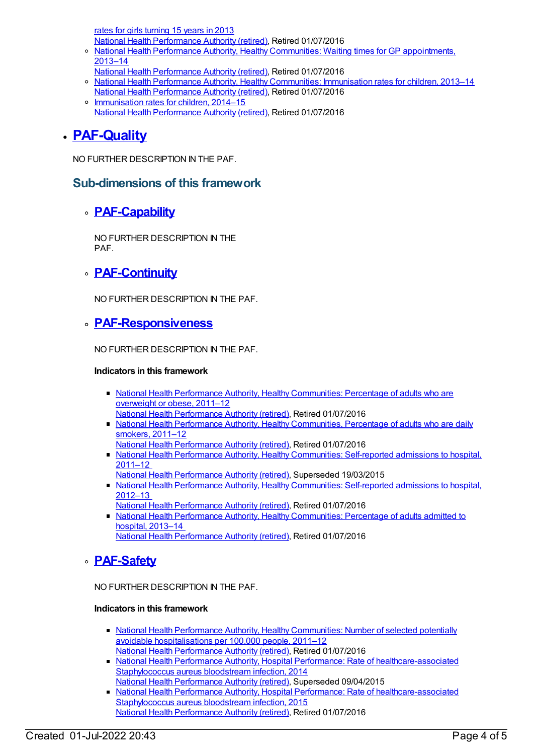- rates for girls turning 15 years in 2013
  National Health Performance Authority (retired), Retired 01/07/2016
- National Health Performance Authority, Healthy Communities: Waiting times for GP appointments, 2013–14
  National Health Performance Authority (retired), Retired 01/07/2016
- National Health Performance Authority, Healthy Communities: Immunisation rates for children, 2013–14
  National Health Performance Authority (retired), Retired 01/07/2016
- Immunisation rates for children, 2014–15
  National Health Performance Authority (retired), Retired 01/07/2016

- ## PAF-Quality

  NO FURTHER DESCRIPTION IN THE PAF.

  ### Sub-dimensions of this framework

  - ### PAF-Capability

    NO FURTHER DESCRIPTION IN THE PAF.

  - ### PAF-Continuity

    NO FURTHER DESCRIPTION IN THE PAF.

  - ### PAF-Responsiveness

    NO FURTHER DESCRIPTION IN THE PAF.

    **Indicators in this framework**

    - National Health Performance Authority, Healthy Communities: Percentage of adults who are overweight or obese, 2011–12
      National Health Performance Authority (retired), Retired 01/07/2016
    - National Health Performance Authority, Healthy Communities, Percentage of adults who are daily smokers, 2011–12
      National Health Performance Authority (retired), Retired 01/07/2016
    - National Health Performance Authority, Healthy Communities: Self-reported admissions to hospital, 2011–12
      National Health Performance Authority (retired), Superseded 19/03/2015
    - National Health Performance Authority, Healthy Communities: Self-reported admissions to hospital, 2012–13
      National Health Performance Authority (retired), Retired 01/07/2016
    - National Health Performance Authority, Healthy Communities: Percentage of adults admitted to hospital, 2013–14
      National Health Performance Authority (retired), Retired 01/07/2016

  - ### PAF-Safety

    NO FURTHER DESCRIPTION IN THE PAF.

    **Indicators in this framework**

    - National Health Performance Authority, Healthy Communities: Number of selected potentially avoidable hospitalisations per 100,000 people, 2011–12
      National Health Performance Authority (retired), Retired 01/07/2016
    - National Health Performance Authority, Hospital Performance: Rate of healthcare-associated Staphylococcus aureus bloodstream infection, 2014
      National Health Performance Authority (retired), Superseded 09/04/2015
    - National Health Performance Authority, Hospital Performance: Rate of healthcare-associated Staphylococcus aureus bloodstream infection, 2015
      National Health Performance Authority (retired), Retired 01/07/2016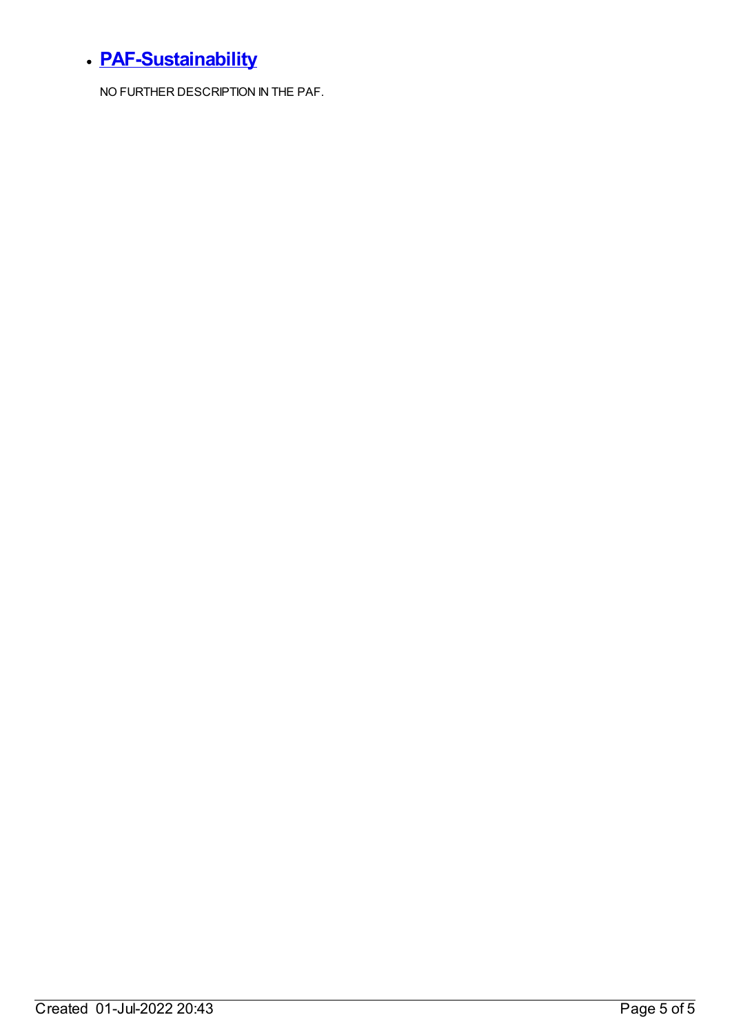- **[PAF-Sustainability]**

  NO FURTHER DESCRIPTION IN THE PAF.